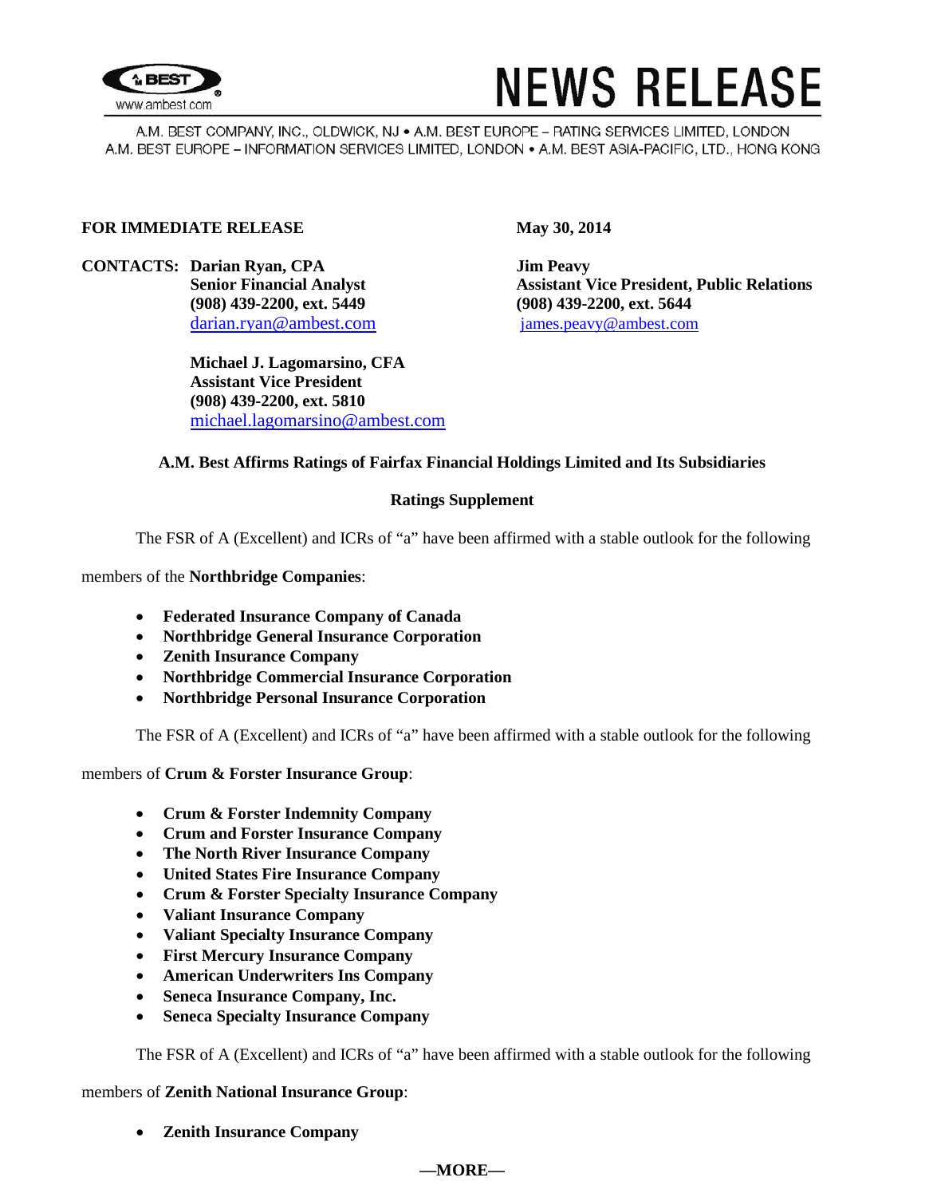# NEWS RELEASE

A.M. BEST COMPANY, INC., OLDWICK, NJ • A.M. BEST EUROPE – RATING SERVICES LIMITED, LONDON
A.M. BEST EUROPE – INFORMATION SERVICES LIMITED, LONDON • A.M. BEST ASIA-PACIFIC, LTD., HONG KONG

**FOR IMMEDIATE RELEASE** **May 30, 2014**

**CONTACTS:** **Darian Ryan, CPA**
**Senior Financial Analyst**
**(908) 439-2200, ext. 5449**
darian.ryan@ambest.com

**Michael J. Lagomarsino, CFA**
**Assistant Vice President**
**(908) 439-2200, ext. 5810**
michael.lagomarsino@ambest.com

**Jim Peavy**
**Assistant Vice President, Public Relations**
**(908) 439-2200, ext. 5644**
james.peavy@ambest.com

**A.M. Best Affirms Ratings of Fairfax Financial Holdings Limited and Its Subsidiaries**

**Ratings Supplement**

The FSR of A (Excellent) and ICRs of "a" have been affirmed with a stable outlook for the following members of the **Northbridge Companies**:

- **Federated Insurance Company of Canada**
- **Northbridge General Insurance Corporation**
- **Zenith Insurance Company**
- **Northbridge Commercial Insurance Corporation**
- **Northbridge Personal Insurance Corporation**

The FSR of A (Excellent) and ICRs of "a" have been affirmed with a stable outlook for the following members of **Crum & Forster Insurance Group**:

- **Crum & Forster Indemnity Company**
- **Crum and Forster Insurance Company**
- **The North River Insurance Company**
- **United States Fire Insurance Company**
- **Crum & Forster Specialty Insurance Company**
- **Valiant Insurance Company**
- **Valiant Specialty Insurance Company**
- **First Mercury Insurance Company**
- **American Underwriters Ins Company**
- **Seneca Insurance Company, Inc.**
- **Seneca Specialty Insurance Company**

The FSR of A (Excellent) and ICRs of "a" have been affirmed with a stable outlook for the following members of **Zenith National Insurance Group**:

- **Zenith Insurance Company**

**—MORE—**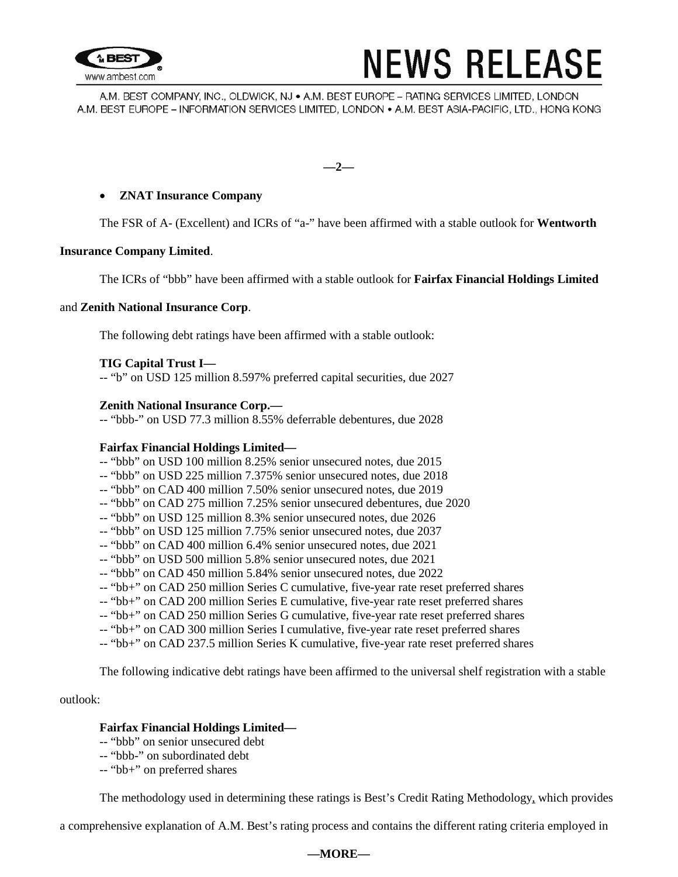- **ZNAT Insurance Company**

The FSR of A- (Excellent) and ICRs of "a-" have been affirmed with a stable outlook for **Wentworth Insurance Company Limited**.

The ICRs of "bbb" have been affirmed with a stable outlook for **Fairfax Financial Holdings Limited** and **Zenith National Insurance Corp**.

The following debt ratings have been affirmed with a stable outlook:

**TIG Capital Trust I—**
-- "b" on USD 125 million 8.597% preferred capital securities, due 2027

**Zenith National Insurance Corp.—**
-- "bbb-" on USD 77.3 million 8.55% deferrable debentures, due 2028

**Fairfax Financial Holdings Limited—**
-- "bbb" on USD 100 million 8.25% senior unsecured notes, due 2015
-- "bbb" on USD 225 million 7.375% senior unsecured notes, due 2018
-- "bbb" on CAD 400 million 7.50% senior unsecured notes, due 2019
-- "bbb" on CAD 275 million 7.25% senior unsecured debentures, due 2020
-- "bbb" on USD 125 million 8.3% senior unsecured notes, due 2026
-- "bbb" on USD 125 million 7.75% senior unsecured notes, due 2037
-- "bbb" on CAD 400 million 6.4% senior unsecured notes, due 2021
-- "bbb" on USD 500 million 5.8% senior unsecured notes, due 2021
-- "bbb" on CAD 450 million 5.84% senior unsecured notes, due 2022
-- "bb+" on CAD 250 million Series C cumulative, five-year rate reset preferred shares
-- "bb+" on CAD 200 million Series E cumulative, five-year rate reset preferred shares
-- "bb+" on CAD 250 million Series G cumulative, five-year rate reset preferred shares
-- "bb+" on CAD 300 million Series I cumulative, five-year rate reset preferred shares
-- "bb+" on CAD 237.5 million Series K cumulative, five-year rate reset preferred shares

The following indicative debt ratings have been affirmed to the universal shelf registration with a stable outlook:

**Fairfax Financial Holdings Limited—**
-- "bbb" on senior unsecured debt
-- "bbb-" on subordinated debt
-- "bb+" on preferred shares

The methodology used in determining these ratings is Best's Credit Rating Methodology, which provides a comprehensive explanation of A.M. Best's rating process and contains the different rating criteria employed in

**—MORE—**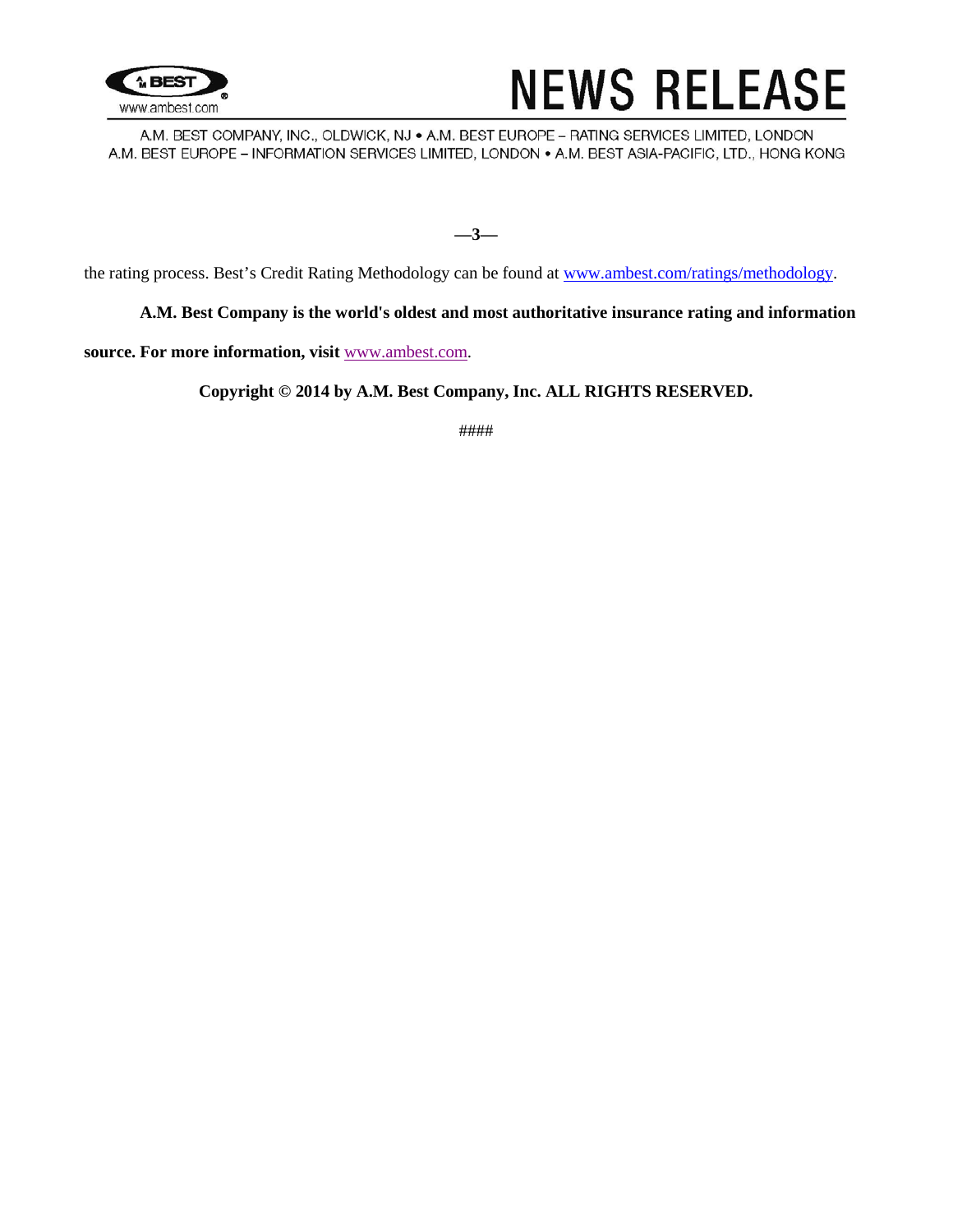the rating process. Best's Credit Rating Methodology can be found at www.ambest.com/ratings/methodology.

**A.M. Best Company is the world's oldest and most authoritative insurance rating and information source. For more information, visit** www.ambest.com.

**Copyright © 2014 by A.M. Best Company, Inc. ALL RIGHTS RESERVED.**

####